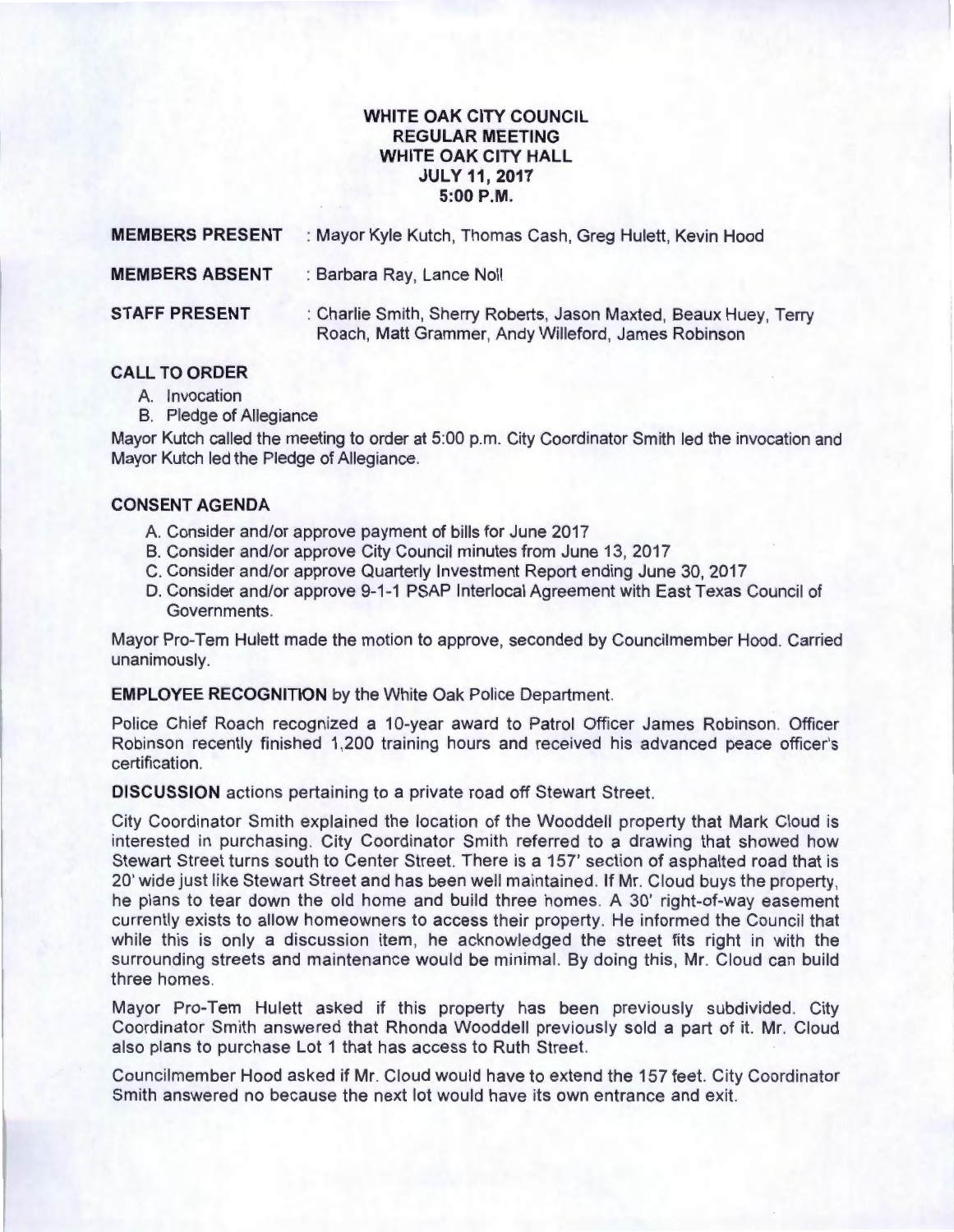# WHITE OAK CITY COUNCIL
## REGULAR MEETING
## WHITE OAK CITY HALL
## JULY 11, 2017
## 5:00 P.M.

**MEMBERS PRESENT** : Mayor Kyle Kutch, Thomas Cash, Greg Hulett, Kevin Hood

**MEMBERS ABSENT** : Barbara Ray, Lance Noll

**STAFF PRESENT** : Charlie Smith, Sherry Roberts, Jason Maxted, Beaux Huey, Terry Roach, Matt Grammer, Andy Willeford, James Robinson

### CALL TO ORDER

A. Invocation
B. Pledge of Allegiance

Mayor Kutch called the meeting to order at 5:00 p.m. City Coordinator Smith led the invocation and Mayor Kutch led the Pledge of Allegiance.

### CONSENT AGENDA

A. Consider and/or approve payment of bills for June 2017
B. Consider and/or approve City Council minutes from June 13, 2017
C. Consider and/or approve Quarterly Investment Report ending June 30, 2017
D. Consider and/or approve 9-1-1 PSAP Interlocal Agreement with East Texas Council of Governments.

Mayor Pro-Tem Hulett made the motion to approve, seconded by Councilmember Hood. Carried unanimously.

**EMPLOYEE RECOGNITION** by the White Oak Police Department.

Police Chief Roach recognized a 10-year award to Patrol Officer James Robinson. Officer Robinson recently finished 1,200 training hours and received his advanced peace officer's certification.

**DISCUSSION** actions pertaining to a private road off Stewart Street.

City Coordinator Smith explained the location of the Wooddell property that Mark Cloud is interested in purchasing. City Coordinator Smith referred to a drawing that showed how Stewart Street turns south to Center Street. There is a 157' section of asphalted road that is 20' wide just like Stewart Street and has been well maintained. If Mr. Cloud buys the property, he plans to tear down the old home and build three homes. A 30' right-of-way easement currently exists to allow homeowners to access their property. He informed the Council that while this is only a discussion item, he acknowledged the street fits right in with the surrounding streets and maintenance would be minimal. By doing this, Mr. Cloud can build three homes.

Mayor Pro-Tem Hulett asked if this property has been previously subdivided. City Coordinator Smith answered that Rhonda Wooddell previously sold a part of it. Mr. Cloud also plans to purchase Lot 1 that has access to Ruth Street.

Councilmember Hood asked if Mr. Cloud would have to extend the 157 feet. City Coordinator Smith answered no because the next lot would have its own entrance and exit.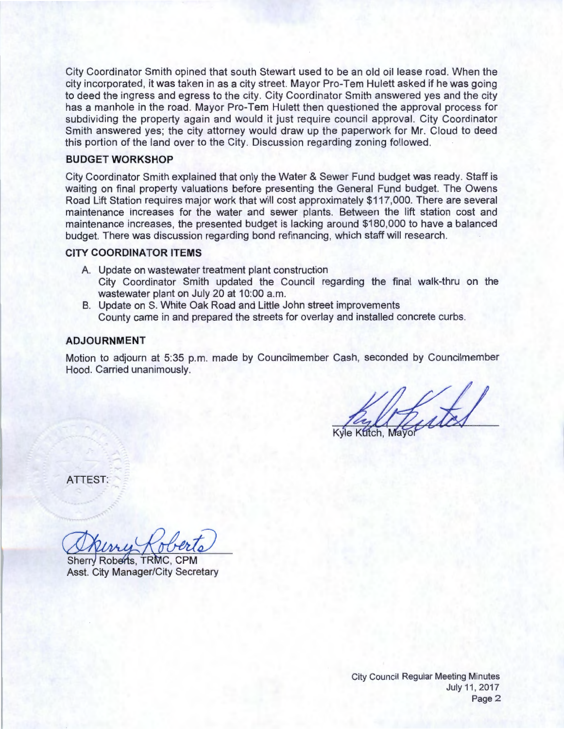City Coordinator Smith opined that south Stewart used to be an old oil lease road. When the city incorporated, it was taken in as a city street. Mayor Pro-Tem Hulett asked if he was going to deed the ingress and egress to the city. City Coordinator Smith answered yes and the city has a manhole in the road. Mayor Pro-Tem Hulett then questioned the approval process for subdividing the property again and would it just require council approval. City Coordinator Smith answered yes; the city attorney would draw up the paperwork for Mr. Cloud to deed this portion of the land over to the City. Discussion regarding zoning followed.

## BUDGET WORKSHOP

City Coordinator Smith explained that only the Water & Sewer Fund budget was ready. Staff is waiting on final property valuations before presenting the General Fund budget. The Owens Road Lift Station requires major work that will cost approximately $117,000. There are several maintenance increases for the water and sewer plants. Between the lift station cost and maintenance increases, the presented budget is lacking around $180,000 to have a balanced budget. There was discussion regarding bond refinancing, which staff will research.

## CITY COORDINATOR ITEMS

A. Update on wastewater treatment plant construction
   City Coordinator Smith updated the Council regarding the final walk-thru on the wastewater plant on July 20 at 10:00 a.m.
B. Update on S. White Oak Road and Little John street improvements
   County came in and prepared the streets for overlay and installed concrete curbs.

## ADJOURNMENT

Motion to adjourn at 5:35 p.m. made by Councilmember Cash, seconded by Councilmember Hood. Carried unanimously.

Kyle Kutch, Mayor

ATTEST:

Sherry Roberts, TRMC, CPM
Asst. City Manager/City Secretary

City Council Regular Meeting Minutes
July 11, 2017